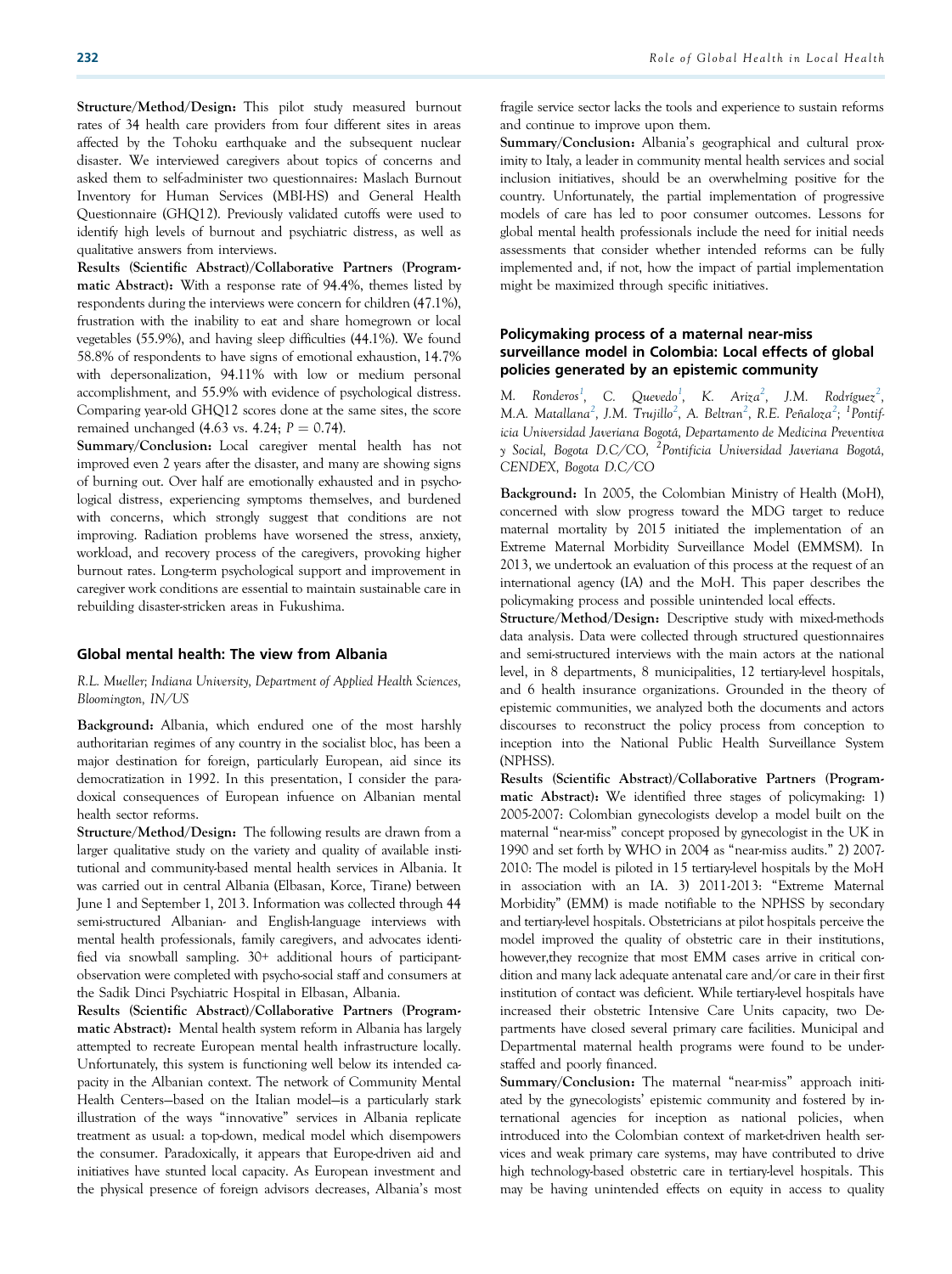**Structure/Method/Design:** This pilot study measured burnout rates of 34 health care providers from four different sites in areas affected by the Tohoku earthquake and the subsequent nuclear disaster. We interviewed caregivers about topics of concerns and asked them to self-administer two questionnaires: Maslach Burnout Inventory for Human Services (MBI-HS) and General Health Questionnaire (GHQ12). Previously validated cutoffs were used to identify high levels of burnout and psychiatric distress, as well as qualitative answers from interviews.

**Results (Scientific Abstract)/Collaborative Partners (Programmatic Abstract):** With a response rate of 94.4%, themes listed by respondents during the interviews were concern for children (47.1%), frustration with the inability to eat and share homegrown or local vegetables (55.9%), and having sleep difficulties (44.1%). We found 58.8% of respondents to have signs of emotional exhaustion, 14.7% with depersonalization, 94.11% with low or medium personal accomplishment, and 55.9% with evidence of psychological distress. Comparing year-old GHQ12 scores done at the same sites, the score remained unchanged (4.63 vs. 4.24; $P = 0.74$).

**Summary/Conclusion:** Local caregiver mental health has not improved even 2 years after the disaster, and many are showing signs of burning out. Over half are emotionally exhausted and in psychological distress, experiencing symptoms themselves, and burdened with concerns, which strongly suggest that conditions are not improving. Radiation problems have worsened the stress, anxiety, workload, and recovery process of the caregivers, provoking higher burnout rates. Long-term psychological support and improvement in caregiver work conditions are essential to maintain sustainable care in rebuilding disaster-stricken areas in Fukushima.

## Global mental health: The view from Albania

*R.L. Mueller; Indiana University, Department of Applied Health Sciences, Bloomington, IN/US*

**Background:** Albania, which endured one of the most harshly authoritarian regimes of any country in the socialist bloc, has been a major destination for foreign, particularly European, aid since its democratization in 1992. In this presentation, I consider the paradoxical consequences of European infuence on Albanian mental health sector reforms.

**Structure/Method/Design:** The following results are drawn from a larger qualitative study on the variety and quality of available institutional and community-based mental health services in Albania. It was carried out in central Albania (Elbasan, Korce, Tirane) between June 1 and September 1, 2013. Information was collected through 44 semi-structured Albanian- and English-language interviews with mental health professionals, family caregivers, and advocates identified via snowball sampling. 30+ additional hours of participant-observation were completed with psycho-social staff and consumers at the Sadik Dinci Psychiatric Hospital in Elbasan, Albania.

**Results (Scientific Abstract)/Collaborative Partners (Programmatic Abstract):** Mental health system reform in Albania has largely attempted to recreate European mental health infrastructure locally. Unfortunately, this system is functioning well below its intended capacity in the Albanian context. The network of Community Mental Health Centers—based on the Italian model—is a particularly stark illustration of the ways "innovative" services in Albania replicate treatment as usual: a top-down, medical model which disempowers the consumer. Paradoxically, it appears that Europe-driven aid and initiatives have stunted local capacity. As European investment and the physical presence of foreign advisors decreases, Albania's most fragile service sector lacks the tools and experience to sustain reforms and continue to improve upon them.

**Summary/Conclusion:** Albania's geographical and cultural proximity to Italy, a leader in community mental health services and social inclusion initiatives, should be an overwhelming positive for the country. Unfortunately, the partial implementation of progressive models of care has led to poor consumer outcomes. Lessons for global mental health professionals include the need for initial needs assessments that consider whether intended reforms can be fully implemented and, if not, how the impact of partial implementation might be maximized through specific initiatives.

## Policymaking process of a maternal near-miss surveillance model in Colombia: Local effects of global policies generated by an epistemic community

*M. Ronderos[1], C. Quevedo[1], K. Ariza[2], J.M. Rodríguez[2], M.A. Matallana[2], J.M. Trujillo[2], A. Beltran[2], R.E. Peñaloza[2]; [1]Pontificia Universidad Javeriana Bogotá, Departamento de Medicina Preventiva y Social, Bogota D.C/CO, [2]Pontificia Universidad Javeriana Bogotá, CENDEX, Bogota D.C/CO*

**Background:** In 2005, the Colombian Ministry of Health (MoH), concerned with slow progress toward the MDG target to reduce maternal mortality by 2015 initiated the implementation of an Extreme Maternal Morbidity Surveillance Model (EMMSM). In 2013, we undertook an evaluation of this process at the request of an international agency (IA) and the MoH. This paper describes the policymaking process and possible unintended local effects.

**Structure/Method/Design:** Descriptive study with mixed-methods data analysis. Data were collected through structured questionnaires and semi-structured interviews with the main actors at the national level, in 8 departments, 8 municipalities, 12 tertiary-level hospitals, and 6 health insurance organizations. Grounded in the theory of epistemic communities, we analyzed both the documents and actors discourses to reconstruct the policy process from conception to inception into the National Public Health Surveillance System (NPHSS).

**Results (Scientific Abstract)/Collaborative Partners (Programmatic Abstract):** We identified three stages of policymaking: 1) 2005-2007: Colombian gynecologists develop a model built on the maternal "near-miss" concept proposed by gynecologist in the UK in 1990 and set forth by WHO in 2004 as "near-miss audits." 2) 2007-2010: The model is piloted in 15 tertiary-level hospitals by the MoH in association with an IA. 3) 2011-2013: "Extreme Maternal Morbidity" (EMM) is made notifiable to the NPHSS by secondary and tertiary-level hospitals. Obstetricians at pilot hospitals perceive the model improved the quality of obstetric care in their institutions, however,they recognize that most EMM cases arrive in critical condition and many lack adequate antenatal care and/or care in their first institution of contact was deficient. While tertiary-level hospitals have increased their obstetric Intensive Care Units capacity, two Departments have closed several primary care facilities. Municipal and Departmental maternal health programs were found to be understaffed and poorly financed.

**Summary/Conclusion:** The maternal "near-miss" approach initiated by the gynecologists' epistemic community and fostered by international agencies for inception as national policies, when introduced into the Colombian context of market-driven health services and weak primary care systems, may have contributed to drive high technology-based obstetric care in tertiary-level hospitals. This may be having unintended effects on equity in access to quality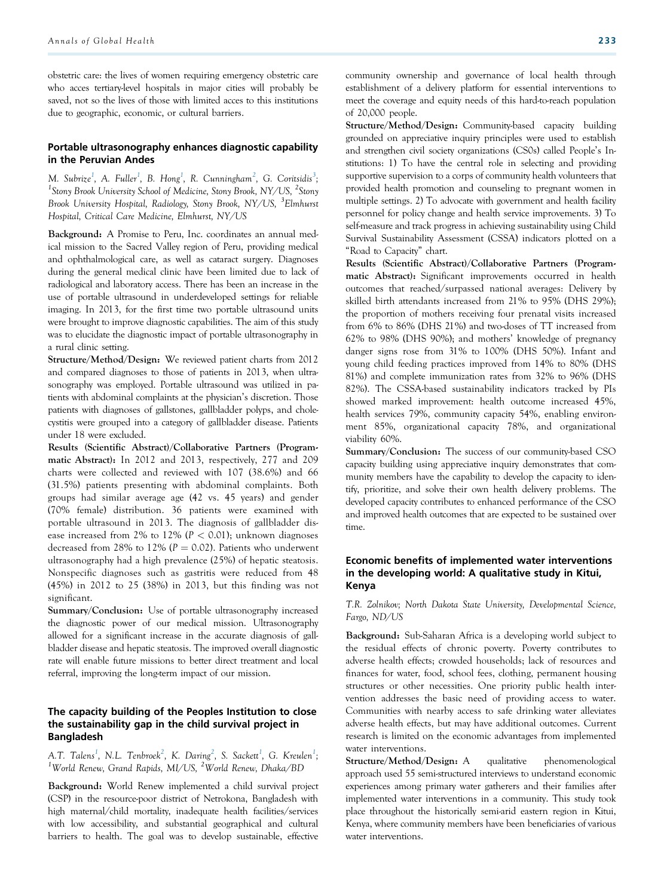obstetric care: the lives of women requiring emergency obstetric care who acces tertiary-level hospitals in major cities will probably be saved, not so the lives of those with limited acces to this institutions due to geographic, economic, or cultural barriers.

### Portable ultrasonography enhances diagnostic capability in the Peruvian Andes

*M. Subrize[1], A. Fuller[1], B. Hong[1], R. Cunningham[2], G. Coritsidis[3]; [1]Stony Brook University School of Medicine, Stony Brook, NY/US, [2]Stony Brook University Hospital, Radiology, Stony Brook, NY/US, [3]Elmhurst Hospital, Critical Care Medicine, Elmhurst, NY/US*

**Background:** A Promise to Peru, Inc. coordinates an annual medical mission to the Sacred Valley region of Peru, providing medical and ophthalmological care, as well as cataract surgery. Diagnoses during the general medical clinic have been limited due to lack of radiological and laboratory access. There has been an increase in the use of portable ultrasound in underdeveloped settings for reliable imaging. In 2013, for the first time two portable ultrasound units were brought to improve diagnostic capabilities. The aim of this study was to elucidate the diagnostic impact of portable ultrasonography in a rural clinic setting.

**Structure/Method/Design:** We reviewed patient charts from 2012 and compared diagnoses to those of patients in 2013, when ultrasonography was employed. Portable ultrasound was utilized in patients with abdominal complaints at the physician's discretion. Those patients with diagnoses of gallstones, gallbladder polyps, and cholecystitis were grouped into a category of gallbladder disease. Patients under 18 were excluded.

**Results (Scientific Abstract)/Collaborative Partners (Programmatic Abstract):** In 2012 and 2013, respectively, 277 and 209 charts were collected and reviewed with 107 (38.6%) and 66 (31.5%) patients presenting with abdominal complaints. Both groups had similar average age (42 vs. 45 years) and gender (70% female) distribution. 36 patients were examined with portable ultrasound in 2013. The diagnosis of gallbladder disease increased from 2% to 12% ($P < 0.01$); unknown diagnoses decreased from 28% to 12% ($P = 0.02$). Patients who underwent ultrasonography had a high prevalence (25%) of hepatic steatosis. Nonspecific diagnoses such as gastritis were reduced from 48 (45%) in 2012 to 25 (38%) in 2013, but this finding was not significant.

**Summary/Conclusion:** Use of portable ultrasonography increased the diagnostic power of our medical mission. Ultrasonography allowed for a significant increase in the accurate diagnosis of gallbladder disease and hepatic steatosis. The improved overall diagnostic rate will enable future missions to better direct treatment and local referral, improving the long-term impact of our mission.

### The capacity building of the Peoples Institution to close the sustainability gap in the child survival project in Bangladesh

*A.T. Talens[1], N.L. Tenbroek[2], K. Daring[2], S. Sackett[1], G. Kreulen[1]; [1]World Renew, Grand Rapids, MI/US, [2]World Renew, Dhaka/BD*

**Background:** World Renew implemented a child survival project (CSP) in the resource-poor district of Netrokona, Bangladesh with high maternal/child mortality, inadequate health facilities/services with low accessibility, and substantial geographical and cultural barriers to health. The goal was to develop sustainable, effective community ownership and governance of local health through establishment of a delivery platform for essential interventions to meet the coverage and equity needs of this hard-to-reach population of 20,000 people.

**Structure/Method/Design:** Community-based capacity building grounded on appreciative inquiry principles were used to establish and strengthen civil society organizations (CS0s) called People's Institutions: 1) To have the central role in selecting and providing supportive supervision to a corps of community health volunteers that provided health promotion and counseling to pregnant women in multiple settings. 2) To advocate with government and health facility personnel for policy change and health service improvements. 3) To self-measure and track progress in achieving sustainability using Child Survival Sustainability Assessment (CSSA) indicators plotted on a "Road to Capacity" chart.

**Results (Scientific Abstract)/Collaborative Partners (Programmatic Abstract):** Significant improvements occurred in health outcomes that reached/surpassed national averages: Delivery by skilled birth attendants increased from 21% to 95% (DHS 29%); the proportion of mothers receiving four prenatal visits increased from 6% to 86% (DHS 21%) and two-doses of TT increased from 62% to 98% (DHS 90%); and mothers' knowledge of pregnancy danger signs rose from 31% to 100% (DHS 50%). Infant and young child feeding practices improved from 14% to 80% (DHS 81%) and complete immunization rates from 32% to 96% (DHS 82%). The CSSA-based sustainability indicators tracked by PIs showed marked improvement: health outcome increased 45%, health services 79%, community capacity 54%, enabling environment 85%, organizational capacity 78%, and organizational viability 60%.

**Summary/Conclusion:** The success of our community-based CSO capacity building using appreciative inquiry demonstrates that community members have the capability to develop the capacity to identify, prioritize, and solve their own health delivery problems. The developed capacity contributes to enhanced performance of the CSO and improved health outcomes that are expected to be sustained over time.

### Economic benefits of implemented water interventions in the developing world: A qualitative study in Kitui, Kenya

*T.R. Zolnikov; North Dakota State University, Developmental Science, Fargo, ND/US*

**Background:** Sub-Saharan Africa is a developing world subject to the residual effects of chronic poverty. Poverty contributes to adverse health effects; crowded households; lack of resources and finances for water, food, school fees, clothing, permanent housing structures or other necessities. One priority public health intervention addresses the basic need of providing access to water. Communities with nearby access to safe drinking water alleviates adverse health effects, but may have additional outcomes. Current research is limited on the economic advantages from implemented water interventions.

**Structure/Method/Design:** A qualitative phenomenological approach used 55 semi-structured interviews to understand economic experiences among primary water gatherers and their families after implemented water interventions in a community. This study took place throughout the historically semi-arid eastern region in Kitui, Kenya, where community members have been beneficiaries of various water interventions.